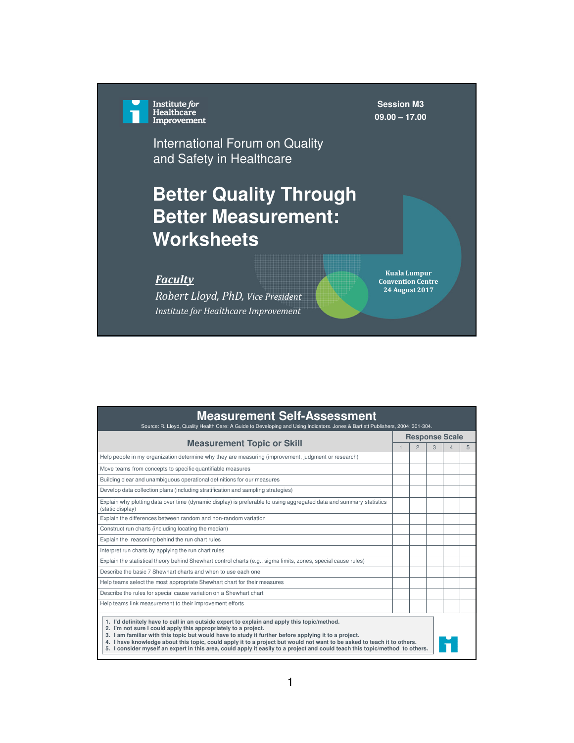Institute *for* Healthcare Improvement

**Session M3**
**09.00 – 17.00**

International Forum on Quality and Safety in Healthcare

# Better Quality Through Better Measurement: Worksheets

***Faculty***

*Robert Lloyd, PhD, Vice President*

*Institute for Healthcare Improvement*

**Kuala Lumpur Convention Centre**
**24 August 2017**

## Measurement Self-Assessment

Source: R. Lloyd, Quality Health Care: A Guide to Developing and Using Indicators. Jones & Bartlett Publishers, 2004: 301-304.

| Measurement Topic or Skill | Response Scale | | | | |
|---|---|---|---|---|---|
| | 1 | 2 | 3 | 4 | 5 |
| Help people in my organization determine why they are measuring (improvement, judgment or research) | | | | | |
| Move teams from concepts to specific quantifiable measures | | | | | |
| Building clear and unambiguous operational definitions for our measures | | | | | |
| Develop data collection plans (including stratification and sampling strategies) | | | | | |
| Explain why plotting data over time (dynamic display) is preferable to using aggregated data and summary statistics (static display) | | | | | |
| Explain the differences between random and non-random variation | | | | | |
| Construct run charts (including locating the median) | | | | | |
| Explain the reasoning behind the run chart rules | | | | | |
| Interpret run charts by applying the run chart rules | | | | | |
| Explain the statistical theory behind Shewhart control charts (e.g., sigma limits, zones, special cause rules) | | | | | |
| Describe the basic 7 Shewhart charts and when to use each one | | | | | |
| Help teams select the most appropriate Shewhart chart for their measures | | | | | |
| Describe the rules for special cause variation on a Shewhart chart | | | | | |
| Help teams link measurement to their improvement efforts | | | | | |

1. **I'd definitely have to call in an outside expert to explain and apply this topic/method.**
2. **I'm not sure I could apply this appropriately to a project.**
3. **I am familiar with this topic but would have to study it further before applying it to a project.**
4. **I have knowledge about this topic, could apply it to a project but would not want to be asked to teach it to others.**
5. **I consider myself an expert in this area, could apply it easily to a project and could teach this topic/method to others.**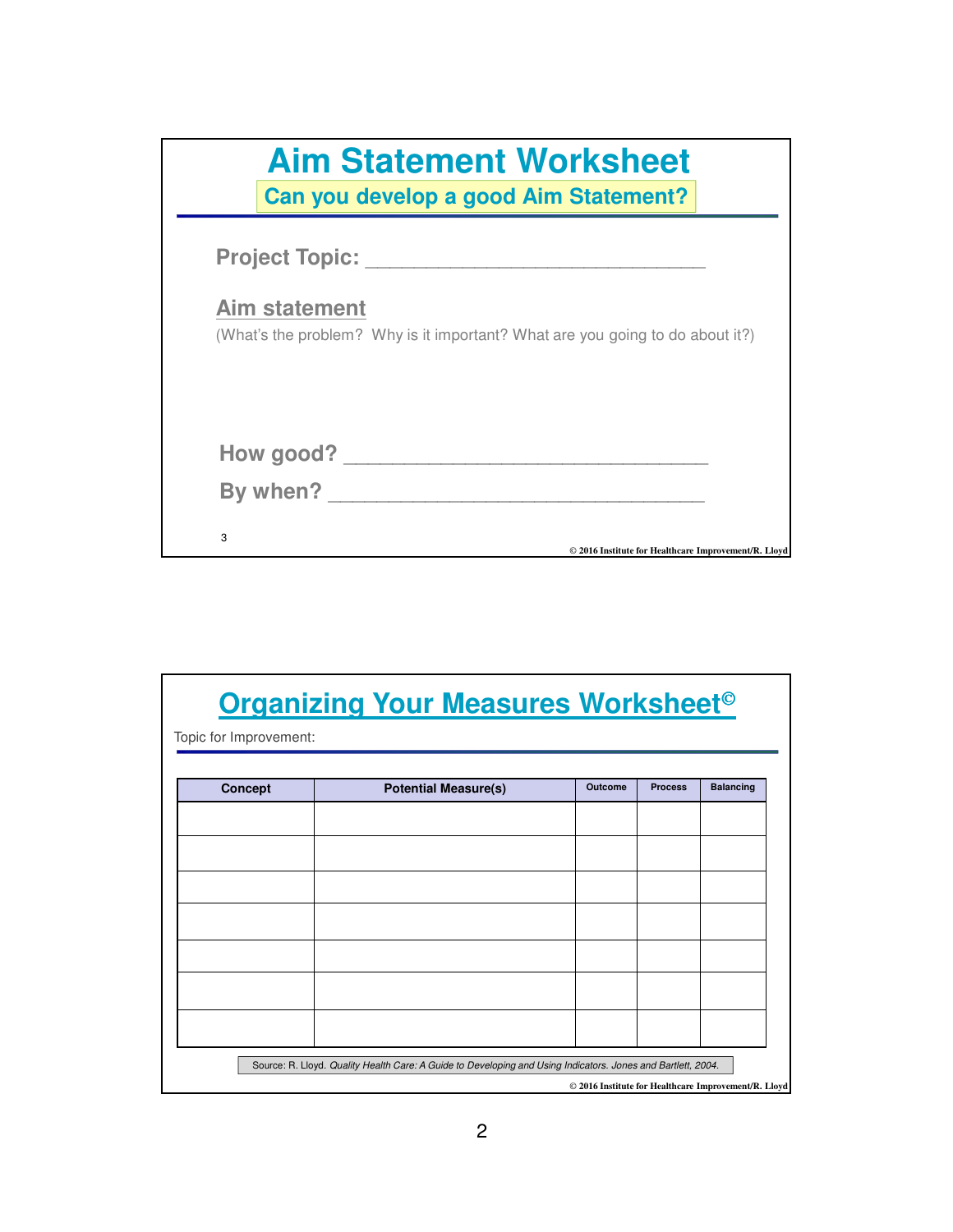# Aim Statement Worksheet

**Can you develop a good Aim Statement?**

**Project Topic:** ______________________________

**Aim statement**

(What's the problem? Why is it important? What are you going to do about it?)

**How good?** ________________________________

**By when?** _________________________________

© 2016 Institute for Healthcare Improvement/R. Lloyd

# Organizing Your Measures Worksheet©

Topic for Improvement:

| Concept | Potential Measure(s) | Outcome | Process | Balancing |
|---|---|---|---|---|
| | | | | |
| | | | | |
| | | | | |
| | | | | |
| | | | | |
| | | | | |
| | | | | |

Source: R. Lloyd. *Quality Health Care: A Guide to Developing and Using Indicators. Jones and Bartlett, 2004.*

© 2016 Institute for Healthcare Improvement/R. Lloyd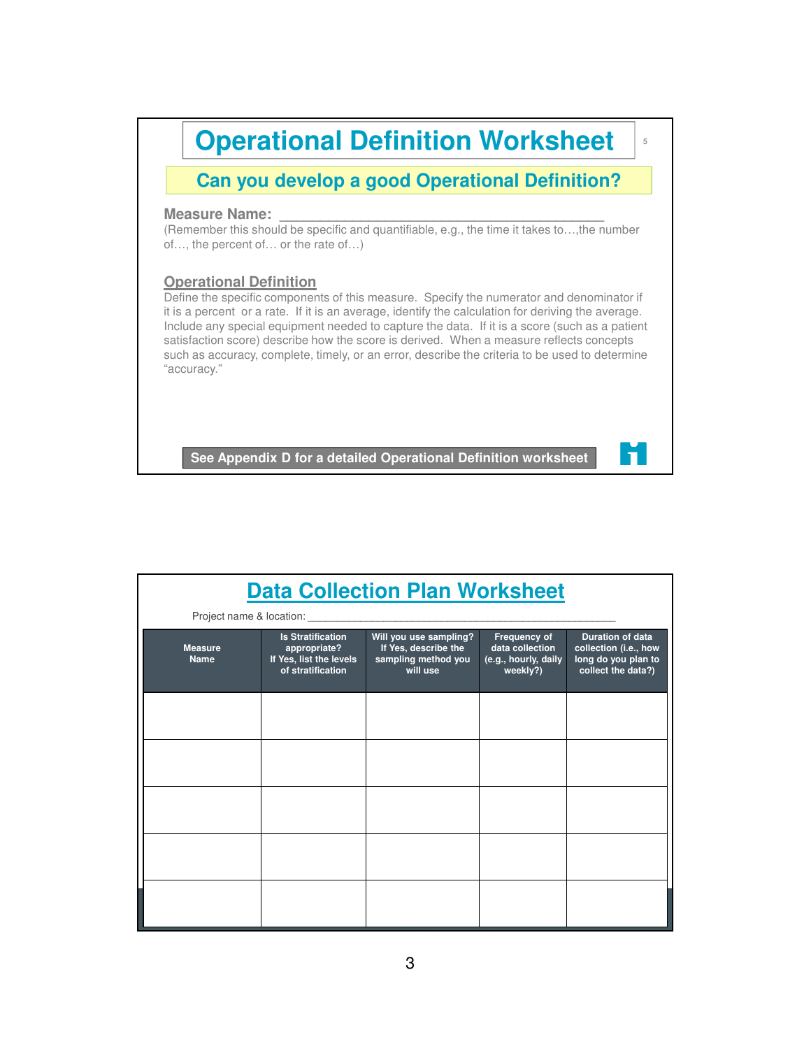# Operational Definition Worksheet

## Can you develop a good Operational Definition?

**Measure Name:** ____________________________________________

(Remember this should be specific and quantifiable, e.g., the time it takes to…,the number of…, the percent of… or the rate of…)

### Operational Definition

Define the specific components of this measure. Specify the numerator and denominator if it is a percent or a rate. If it is an average, identify the calculation for deriving the average. Include any special equipment needed to capture the data. If it is a score (such as a patient satisfaction score) describe how the score is derived. When a measure reflects concepts such as accuracy, complete, timely, or an error, describe the criteria to be used to determine "accuracy."

**See Appendix D for a detailed Operational Definition worksheet**

# Data Collection Plan Worksheet

Project name & location: ____________________________________________________

| Measure Name | Is Stratification appropriate? If Yes, list the levels of stratification | Will you use sampling? If Yes, describe the sampling method you will use | Frequency of data collection (e.g., hourly, daily weekly?) | Duration of data collection (i.e., how long do you plan to collect the data?) |
|---|---|---|---|---|
| | | | | |
| | | | | |
| | | | | |
| | | | | |
| | | | | |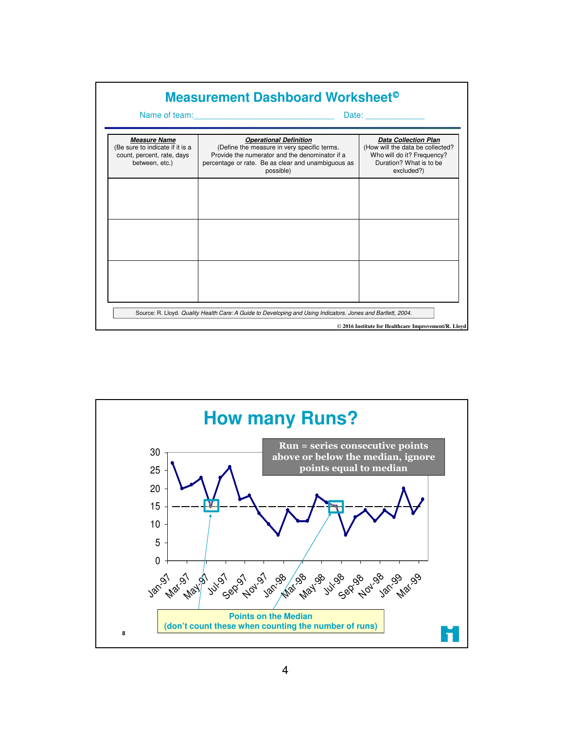# Measurement Dashboard Worksheet©

Name of team:\_\_\_\_\_\_\_\_\_\_\_\_\_\_\_\_\_\_\_\_\_\_\_\_\_\_\_\_\_\_ Date: \_\_\_\_\_\_\_\_\_\_\_\_\_

| ***Measure Name*** (Be sure to indicate if it is a count, percent, rate, days between, etc.) | ***Operational Definition*** (Define the measure in very specific terms. Provide the numerator and the denominator if a percentage or rate. Be as clear and unambiguous as possible) | ***Data Collection Plan*** (How will the data be collected? Who will do it? Frequency? Duration? What is to be excluded?) |
|---|---|---|
| | | |
| | | |
| | | |

Source: R. Lloyd. *Quality Health Care: A Guide to Developing and Using Indicators.* Jones and Bartlett, 2004.

© 2016 Institute for Healthcare Improvement/R. Lloyd

# How many Runs?

**Run = series consecutive points above or below the median, ignore points equal to median**

Points on the Median
(don't count these when counting the number of runs)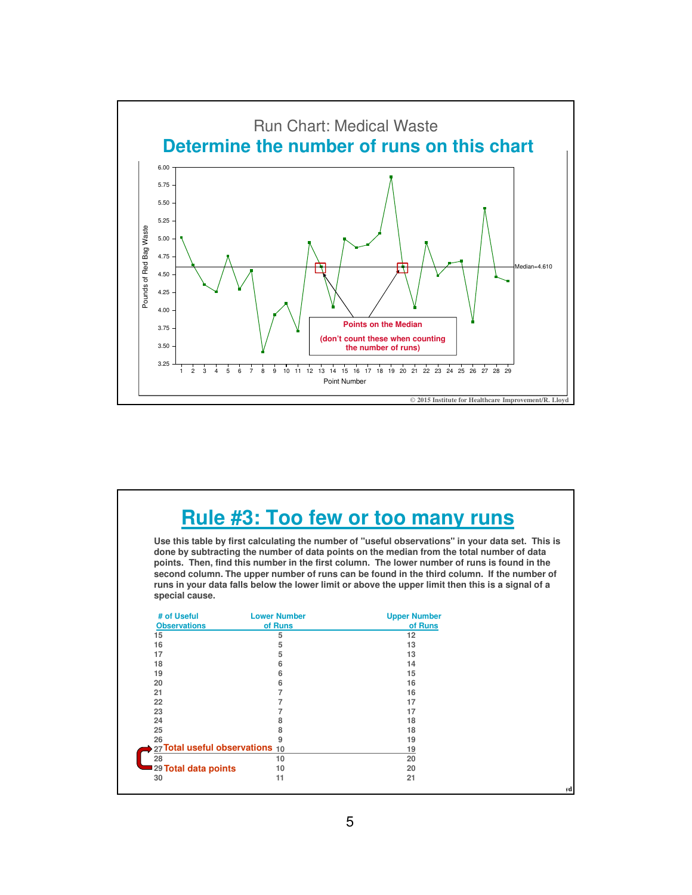## Run Chart: Medical Waste

## Determine the number of runs on this chart

Pounds of Red Bag Waste

Median=4.610

Points on the Median

(don't count these when counting the number of runs)

Point Number

© 2015 Institute for Healthcare Improvement/R. Lloyd

## Rule #3: Too few or too many runs

Use this table by first calculating the number of "useful observations" in your data set. This is done by subtracting the number of data points on the median from the total number of data points. Then, find this number in the first column. The lower number of runs is found in the second column. The upper number of runs can be found in the third column. If the number of runs in your data falls below the lower limit or above the upper limit then this is a signal of a special cause.

| # of Useful Observations | Lower Number of Runs | Upper Number of Runs |
|---|---|---|
| 15 | 5 | 12 |
| 16 | 5 | 13 |
| 17 | 5 | 13 |
| 18 | 6 | 14 |
| 19 | 6 | 15 |
| 20 | 6 | 16 |
| 21 | 7 | 16 |
| 22 | 7 | 17 |
| 23 | 7 | 17 |
| 24 | 8 | 18 |
| 25 | 8 | 18 |
| 26 | 9 | 19 |
| 27 **Total useful observations** | 10 | 19 |
| 28 | 10 | 20 |
| 29 **Total data points** | 10 | 20 |
| 30 | 11 | 21 |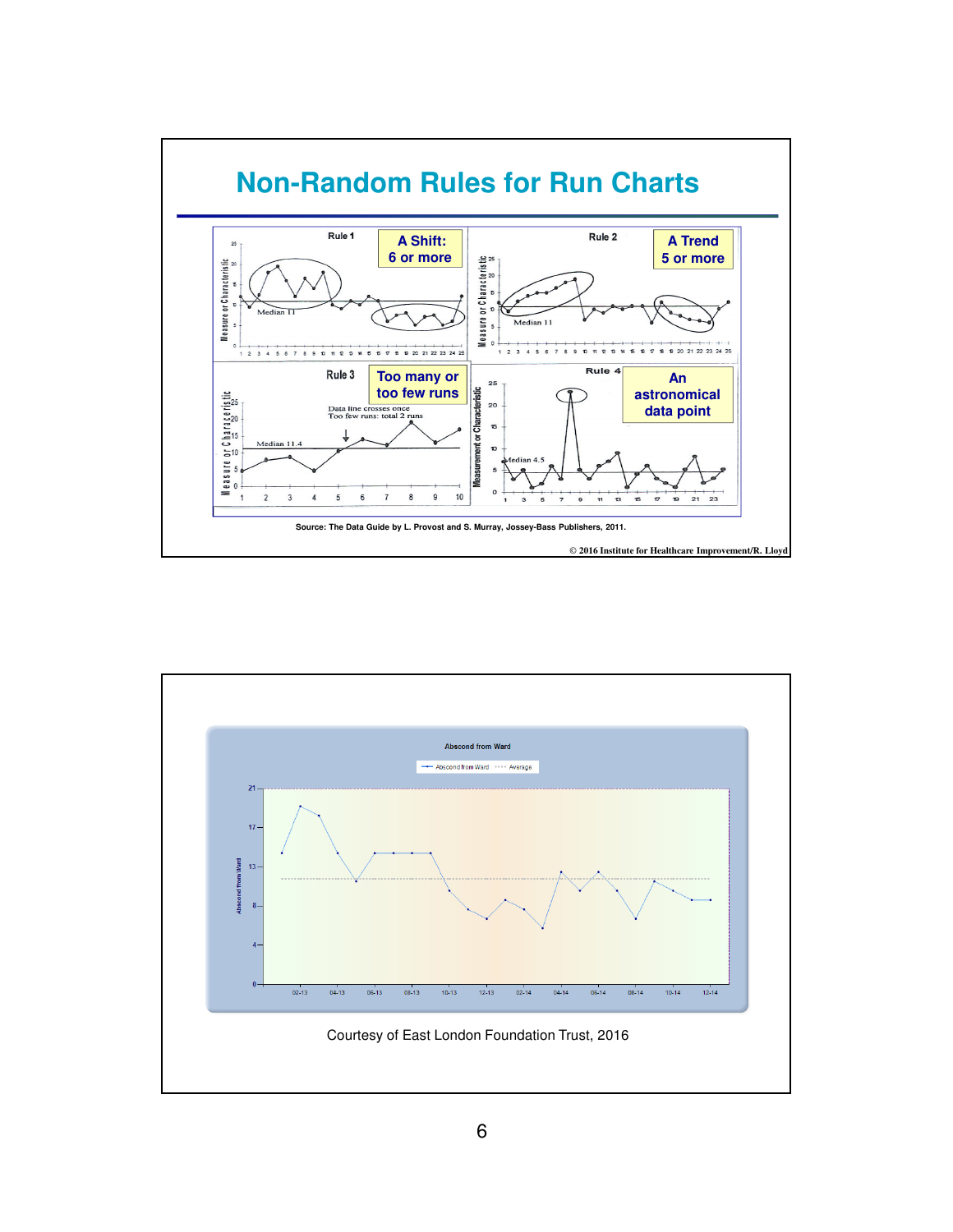## Non-Random Rules for Run Charts

Rule 1 — A Shift: 6 or more

Rule 2 — A Trend 5 or more

Rule 3 — Too many or too few runs

Data line crosses once
Too few runs: total 2 runs

Rule 4 — An astronomical data point

Source: The Data Guide by L. Provost and S. Murray, Jossey-Bass Publishers, 2011.

© 2016 Institute for Healthcare Improvement/R. Lloyd

Abscond from Ward

Courtesy of East London Foundation Trust, 2016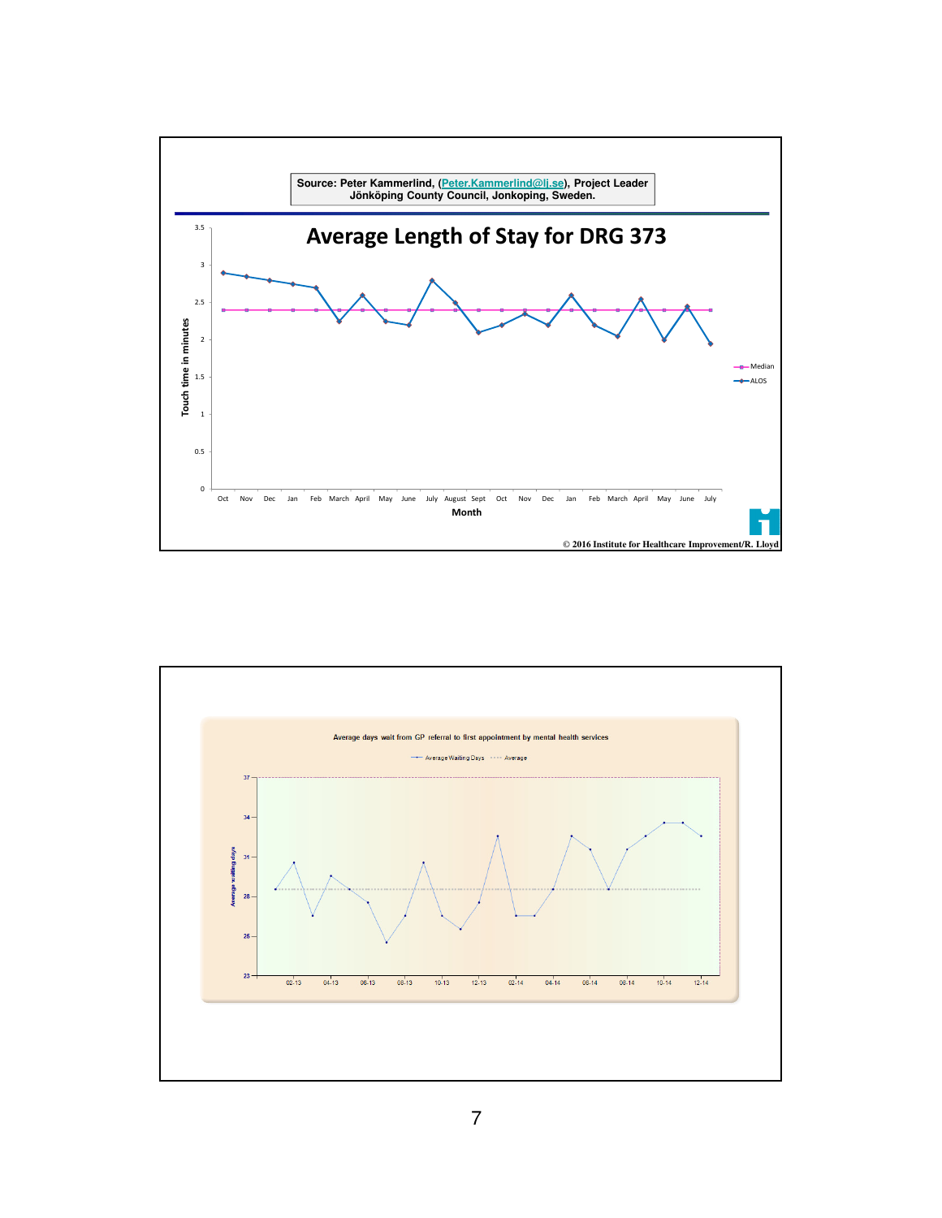Source: Peter Kammerlind, (Peter.Kammerlind@lj.se), Project Leader
Jönköping County Council, Jonkoping, Sweden.

## Average Length of Stay for DRG 373

Touch time in minutes

Month

Median

ALOS

© 2016 Institute for Healthcare Improvement/R. Lloyd

Average days wait from GP referral to first appointment by mental health services

Average Waiting Days ····· Average

Average waiting days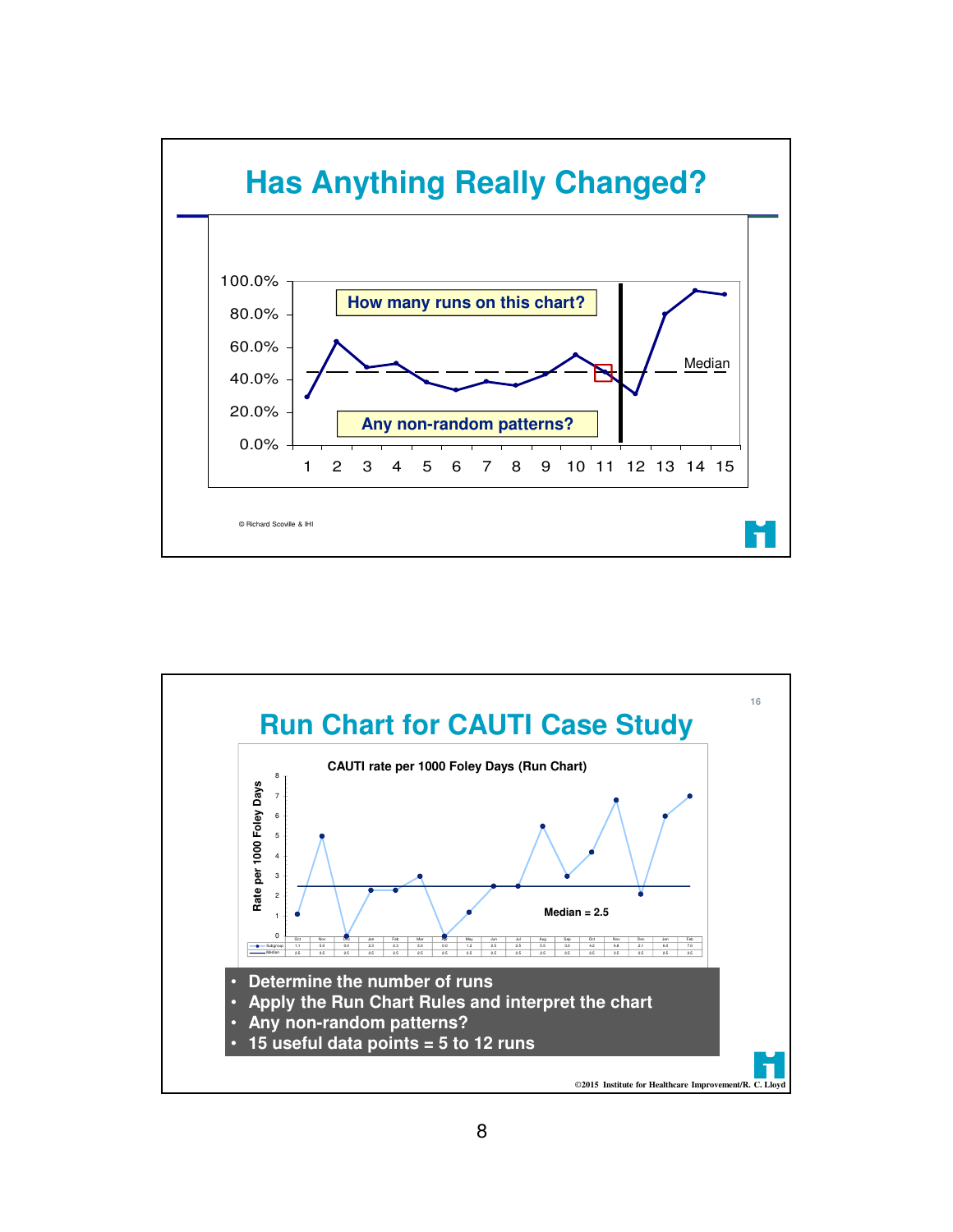## Has Anything Really Changed?

How many runs on this chart?

Any non-random patterns?

Median

© Richard Scoville & IHI

## Run Chart for CAUTI Case Study

CAUTI rate per 1000 Foley Days (Run Chart)

Median = 2.5

| | Oct | Nov | Dec | Jan | Feb | Mar | Apr | May | Jun | Jul | Aug | Sep | Oct | Nov | Dec | Jan | Feb |
|---|---|---|---|---|---|---|---|---|---|---|---|---|---|---|---|---|---|
| Subgroup | 1.1 | 5.0 | 0.0 | 2.3 | 2.3 | 3.0 | 0.0 | 1.2 | 2.5 | 2.5 | 5.5 | 3.0 | 4.2 | 6.8 | 2.1 | 6.0 | 7.0 |
| Median | 2.5 | 2.5 | 2.5 | 2.5 | 2.5 | 2.5 | 2.5 | 2.5 | 2.5 | 2.5 | 2.5 | 2.5 | 2.5 | 2.5 | 2.5 | 2.5 | 2.5 |

- Determine the number of runs
- Apply the Run Chart Rules and interpret the chart
- Any non-random patterns?
- 15 useful data points = 5 to 12 runs

©2015 Institute for Healthcare Improvement/R. C. Lloyd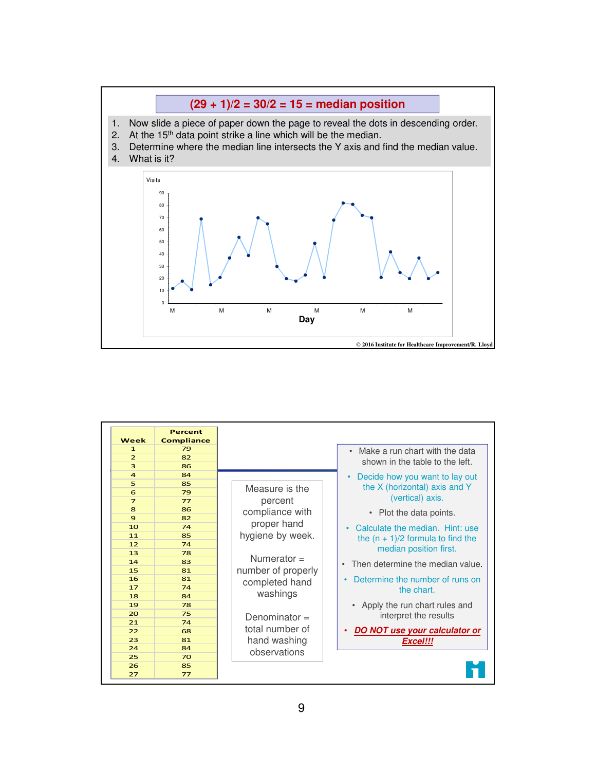## (29 + 1)/2 = 30/2 = 15 = median position

1. Now slide a piece of paper down the page to reveal the dots in descending order.
2. At the 15th data point strike a line which will be the median.
3. Determine where the median line intersects the Y axis and find the median value.
4. What is it?

Visits

90
80
70
60
50
40
30
20
10
0

M M M M M M

Day

© 2016 Institute for Healthcare Improvement/R. Lloyd

---

| Week | Percent Compliance |
|---|---|
| 1 | 79 |
| 2 | 82 |
| 3 | 86 |
| 4 | 84 |
| 5 | 85 |
| 6 | 79 |
| 7 | 77 |
| 8 | 86 |
| 9 | 82 |
| 10 | 74 |
| 11 | 85 |
| 12 | 74 |
| 13 | 78 |
| 14 | 83 |
| 15 | 81 |
| 16 | 81 |
| 17 | 74 |
| 18 | 84 |
| 19 | 78 |
| 20 | 75 |
| 21 | 74 |
| 22 | 68 |
| 23 | 81 |
| 24 | 84 |
| 25 | 70 |
| 26 | 85 |
| 27 | 77 |

Measure is the percent compliance with proper hand hygiene by week.

Numerator = number of properly completed hand washings

Denominator = total number of hand washing observations

- Make a run chart with the data shown in the table to the left.
- Decide how you want to lay out the X (horizontal) axis and Y (vertical) axis.
- Plot the data points.
- Calculate the median. Hint: use the (n + 1)/2 formula to find the median position first.
- Then determine the median value.
- Determine the number of runs on the chart.
- Apply the run chart rules and interpret the results
- ***DO NOT use your calculator or Excel!!!***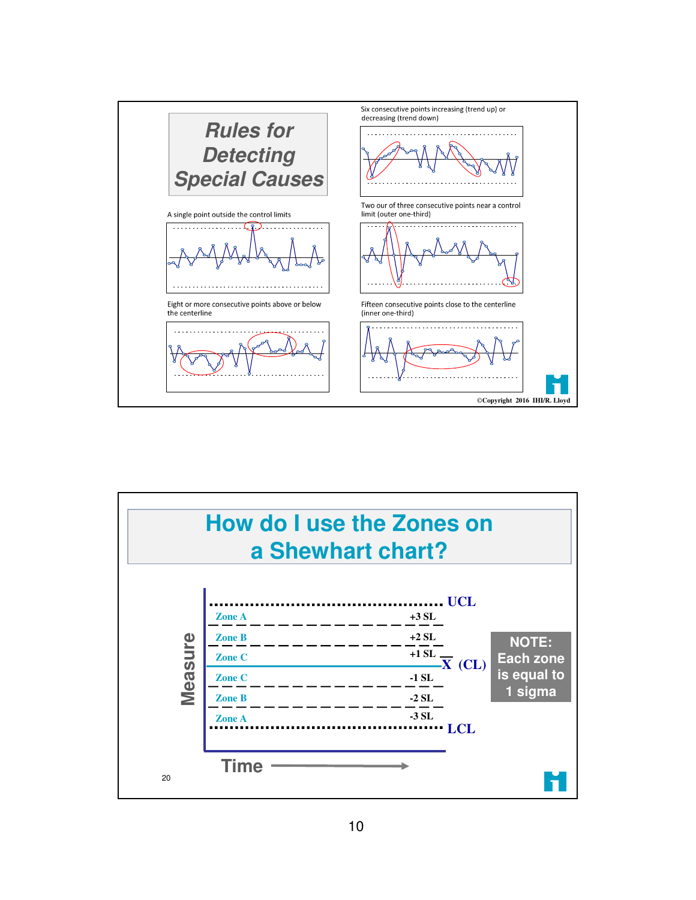# Rules for Detecting Special Causes

A single point outside the control limits

Six consecutive points increasing (trend up) or decreasing (trend down)

Two our of three consecutive points near a control limit (outer one-third)

Eight or more consecutive points above or below the centerline

Fifteen consecutive points close to the centerline (inner one-third)

©Copyright 2016 IHI/R. Lloyd

# How do I use the Zones on a Shewhart chart?

| Zone | Sigma Level | Line |
|---|---|---|
| | | UCL |
| Zone A | +3 SL | |
| Zone B | +2 SL | |
| Zone C | +1 SL | |
| | | $\bar{X}$ (CL) |
| Zone C | -1 SL | |
| Zone B | -2 SL | |
| Zone A | -3 SL | |
| | | LCL |

Measure

Time

**NOTE: Each zone is equal to 1 sigma**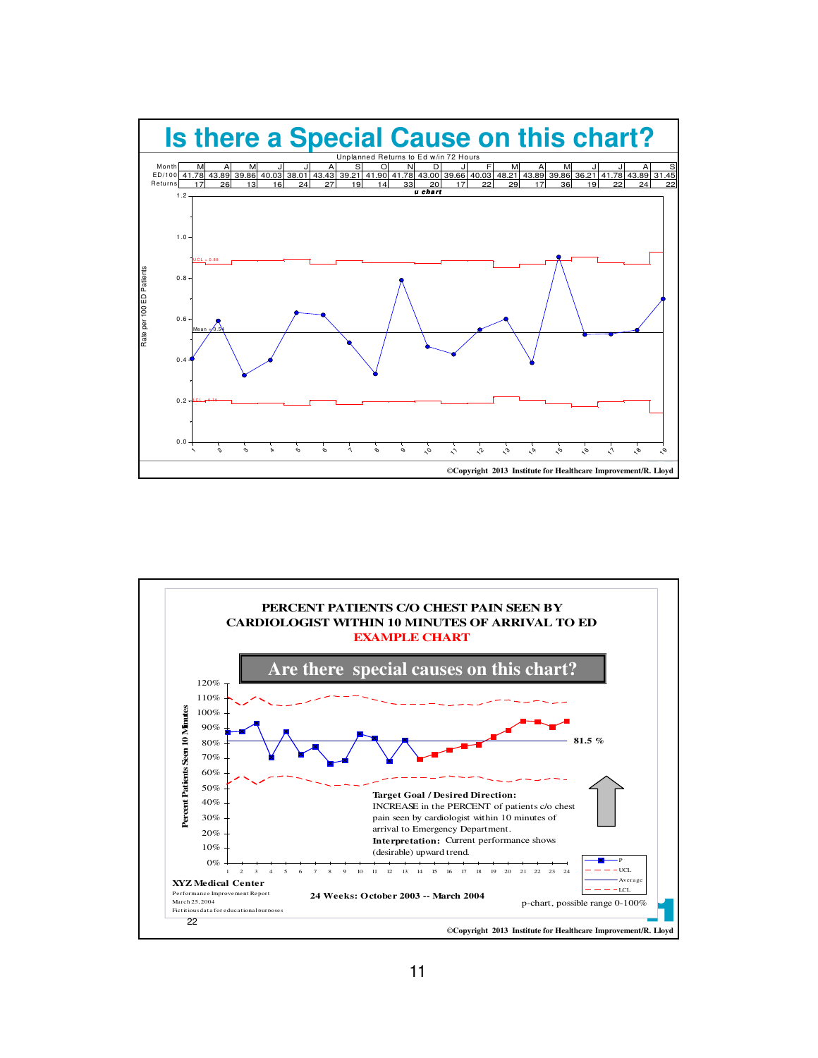# Is there a Special Cause on this chart?

Unplanned Returns to Ed w/in 72 Hours

| Month | M | A | M | J | J | A | S | O | N | D | J | F | M | A | M | J | J | A | S |
|---|---|---|---|---|---|---|---|---|---|---|---|---|---|---|---|---|---|---|---|
| ED/100 | 41.78 | 43.89 | 39.86 | 40.03 | 38.01 | 43.43 | 39.21 | 41.90 | 41.78 | 43.00 | 39.66 | 40.03 | 48.21 | 43.89 | 39.86 | 36.21 | 41.78 | 43.89 | 31.45 |
| Returns | 17 | 26 | 13 | 16 | 24 | 27 | 19 | 14 | 33 | 20 | 17 | 22 | 29 | 17 | 36 | 19 | 22 | 24 | 22 |

*u chart*

UCL = 0.88

Mean = 0.54

LCL = 0.19

Rate per 100 ED Patients

©Copyright 2013 Institute for Healthcare Improvement/R. Lloyd

## PERCENT PATIENTS C/O CHEST PAIN SEEN BY CARDIOLOGIST WITHIN 10 MINUTES OF ARRIVAL TO ED

EXAMPLE CHART

### Are there special causes on this chart?

Percent Patients Seen 10 Minutes

81.5 %

**Target Goal / Desired Direction:** INCREASE in the PERCENT of patients c/o chest pain seen by cardiologist within 10 minutes of arrival to Emergency Department.

**Interpretation:** Current performance shows (desirable) upward trend.

P, UCL, Average, LCL

**XYZ Medical Center**

Performance Improvement Report

March 25, 2004

Fictitious data for educational purposes

**24 Weeks: October 2003 -- March 2004**

p-chart, possible range 0-100%

22

©Copyright 2013 Institute for Healthcare Improvement/R. Lloyd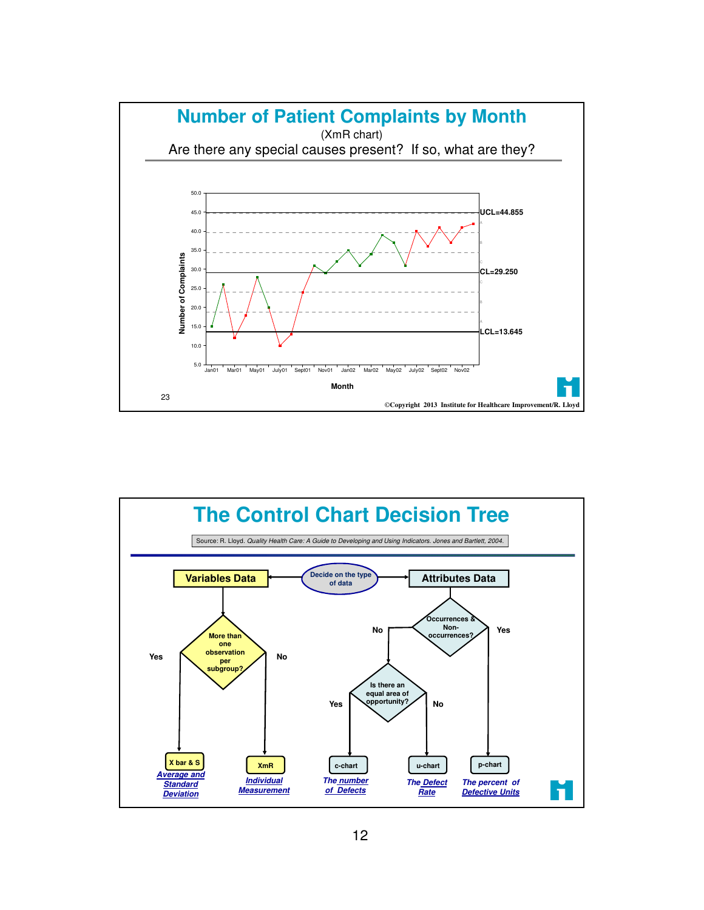# Number of Patient Complaints by Month

(XmR chart)

Are there any special causes present? If so, what are they?

UCL=44.855

CL=29.250

LCL=13.645

Number of Complaints

Month

Jan01 Mar01 May01 July01 Sept01 Nov01 Jan02 Mar02 May02 July02 Sept02 Nov02

23

©Copyright 2013 Institute for Healthcare Improvement/R. Lloyd

# The Control Chart Decision Tree

Source: R. Lloyd. *Quality Health Care: A Guide to Developing and Using Indicators.* Jones and Bartlett, 2004.

Decide on the type of data

- **Variables Data**
  - More than one observation per subgroup?
    - Yes → **X bar & S** — *Average and Standard Deviation*
    - No → **XmR** — *Individual Measurement*
- **Attributes Data**
  - Occurrences & Non-occurrences?
    - Yes → **p-chart** — *The percent of Defective Units*
    - No → Is there an equal area of opportunity?
      - Yes → **c-chart** — *The number of Defects*
      - No → **u-chart** — *The Defect Rate*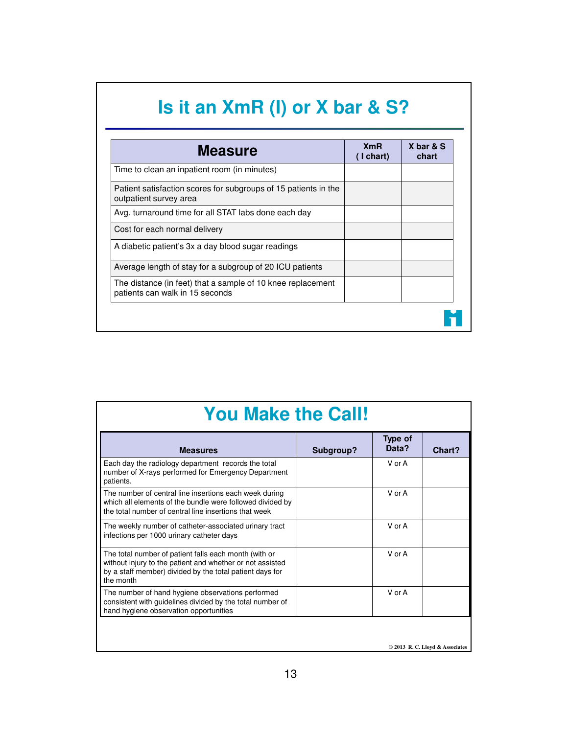# Is it an XmR (I) or X bar & S?

| Measure | XmR ( I chart) | X bar & S chart |
|---|---|---|
| Time to clean an inpatient room (in minutes) | | |
| Patient satisfaction scores for subgroups of 15 patients in the outpatient survey area | | |
| Avg. turnaround time for all STAT labs done each day | | |
| Cost for each normal delivery | | |
| A diabetic patient's 3x a day blood sugar readings | | |
| Average length of stay for a subgroup of 20 ICU patients | | |
| The distance (in feet) that a sample of 10 knee replacement patients can walk in 15 seconds | | |

# You Make the Call!

| Measures | Subgroup? | Type of Data? | Chart? |
|---|---|---|---|
| Each day the radiology department records the total number of X-rays performed for Emergency Department patients. | | V or A | |
| The number of central line insertions each week during which all elements of the bundle were followed divided by the total number of central line insertions that week | | V or A | |
| The weekly number of catheter-associated urinary tract infections per 1000 urinary catheter days | | V or A | |
| The total number of patient falls each month (with or without injury to the patient and whether or not assisted by a staff member) divided by the total patient days for the month | | V or A | |
| The number of hand hygiene observations performed consistent with guidelines divided by the total number of hand hygiene observation opportunities | | V or A | |

© 2013 R. C. Lloyd & Associates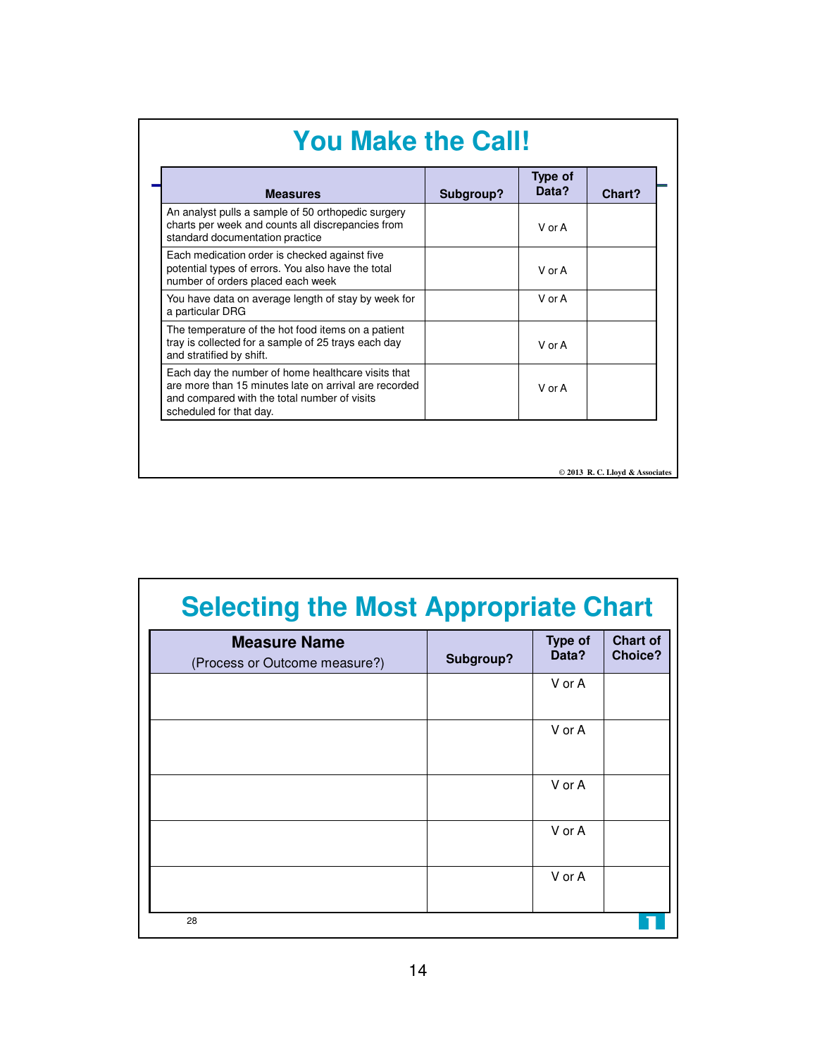## You Make the Call!

| Measures | Subgroup? | Type of Data? | Chart? |
|---|---|---|---|
| An analyst pulls a sample of 50 orthopedic surgery charts per week and counts all discrepancies from standard documentation practice | | V or A | |
| Each medication order is checked against five potential types of errors. You also have the total number of orders placed each week | | V or A | |
| You have data on average length of stay by week for a particular DRG | | V or A | |
| The temperature of the hot food items on a patient tray is collected for a sample of 25 trays each day and stratified by shift. | | V or A | |
| Each day the number of home healthcare visits that are more than 15 minutes late on arrival are recorded and compared with the total number of visits scheduled for that day. | | V or A | |

© 2013 R. C. Lloyd & Associates

## Selecting the Most Appropriate Chart

| **Measure Name** (Process or Outcome measure?) | Subgroup? | Type of Data? | Chart of Choice? |
|---|---|---|---|
| | | V or A | |
| | | V or A | |
| | | V or A | |
| | | V or A | |
| | | V or A | |

28